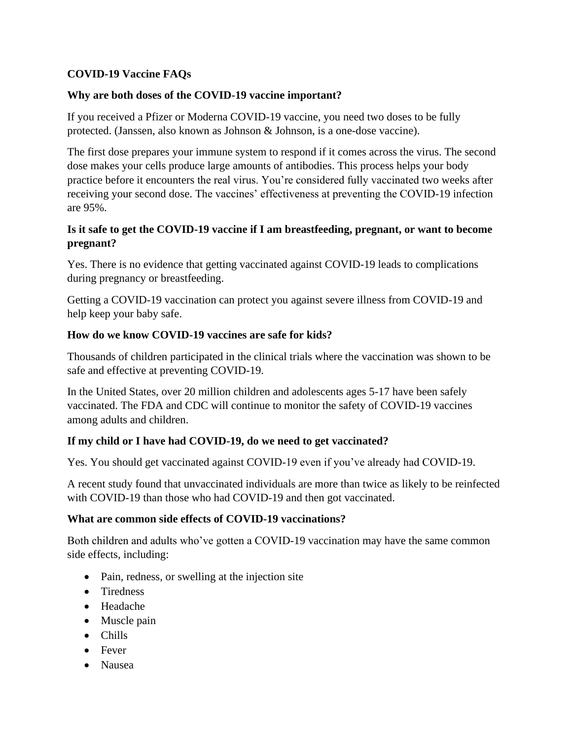# COVID-19 Vaccine FAQs

## Why are both doses of the COVID-19 vaccine important?

If you received a Pfizer or Moderna COVID-19 vaccine, you need two doses to be fully protected. (Janssen, also known as Johnson & Johnson, is a one-dose vaccine).

The first dose prepares your immune system to respond if it comes across the virus. The second dose makes your cells produce large amounts of antibodies. This process helps your body practice before it encounters the real virus. You're considered fully vaccinated two weeks after receiving your second dose. The vaccines' effectiveness at preventing the COVID-19 infection are 95%.

## Is it safe to get the COVID-19 vaccine if I am breastfeeding, pregnant, or want to become pregnant?

Yes. There is no evidence that getting vaccinated against COVID-19 leads to complications during pregnancy or breastfeeding.

Getting a COVID-19 vaccination can protect you against severe illness from COVID-19 and help keep your baby safe.

## How do we know COVID-19 vaccines are safe for kids?

Thousands of children participated in the clinical trials where the vaccination was shown to be safe and effective at preventing COVID-19.

In the United States, over 20 million children and adolescents ages 5-17 have been safely vaccinated. The FDA and CDC will continue to monitor the safety of COVID-19 vaccines among adults and children.

## If my child or I have had COVID-19, do we need to get vaccinated?

Yes. You should get vaccinated against COVID-19 even if you've already had COVID-19.

A recent study found that unvaccinated individuals are more than twice as likely to be reinfected with COVID-19 than those who had COVID-19 and then got vaccinated.

## What are common side effects of COVID-19 vaccinations?

Both children and adults who've gotten a COVID-19 vaccination may have the same common side effects, including:

- Pain, redness, or swelling at the injection site
- Tiredness
- Headache
- Muscle pain
- Chills
- Fever
- Nausea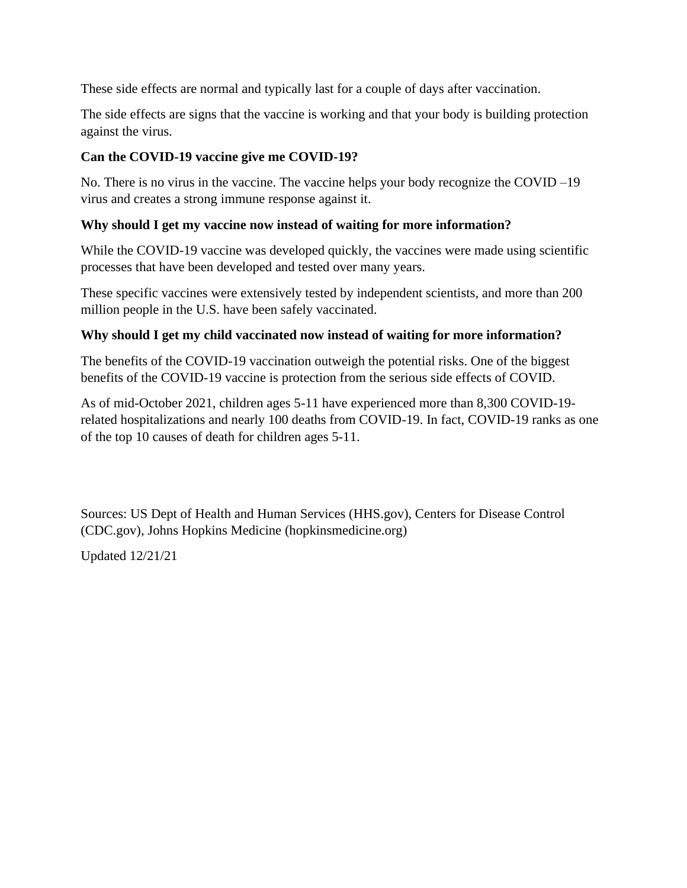These side effects are normal and typically last for a couple of days after vaccination.

The side effects are signs that the vaccine is working and that your body is building protection against the virus.

**Can the COVID-19 vaccine give me COVID-19?**

No. There is no virus in the vaccine. The vaccine helps your body recognize the COVID –19 virus and creates a strong immune response against it.

**Why should I get my vaccine now instead of waiting for more information?**

While the COVID-19 vaccine was developed quickly, the vaccines were made using scientific processes that have been developed and tested over many years.

These specific vaccines were extensively tested by independent scientists, and more than 200 million people in the U.S. have been safely vaccinated.

**Why should I get my child vaccinated now instead of waiting for more information?**

The benefits of the COVID-19 vaccination outweigh the potential risks. One of the biggest benefits of the COVID-19 vaccine is protection from the serious side effects of COVID.

As of mid-October 2021, children ages 5-11 have experienced more than 8,300 COVID-19-related hospitalizations and nearly 100 deaths from COVID-19. In fact, COVID-19 ranks as one of the top 10 causes of death for children ages 5-11.

Sources: US Dept of Health and Human Services (HHS.gov), Centers for Disease Control (CDC.gov), Johns Hopkins Medicine (hopkinsmedicine.org)

Updated 12/21/21